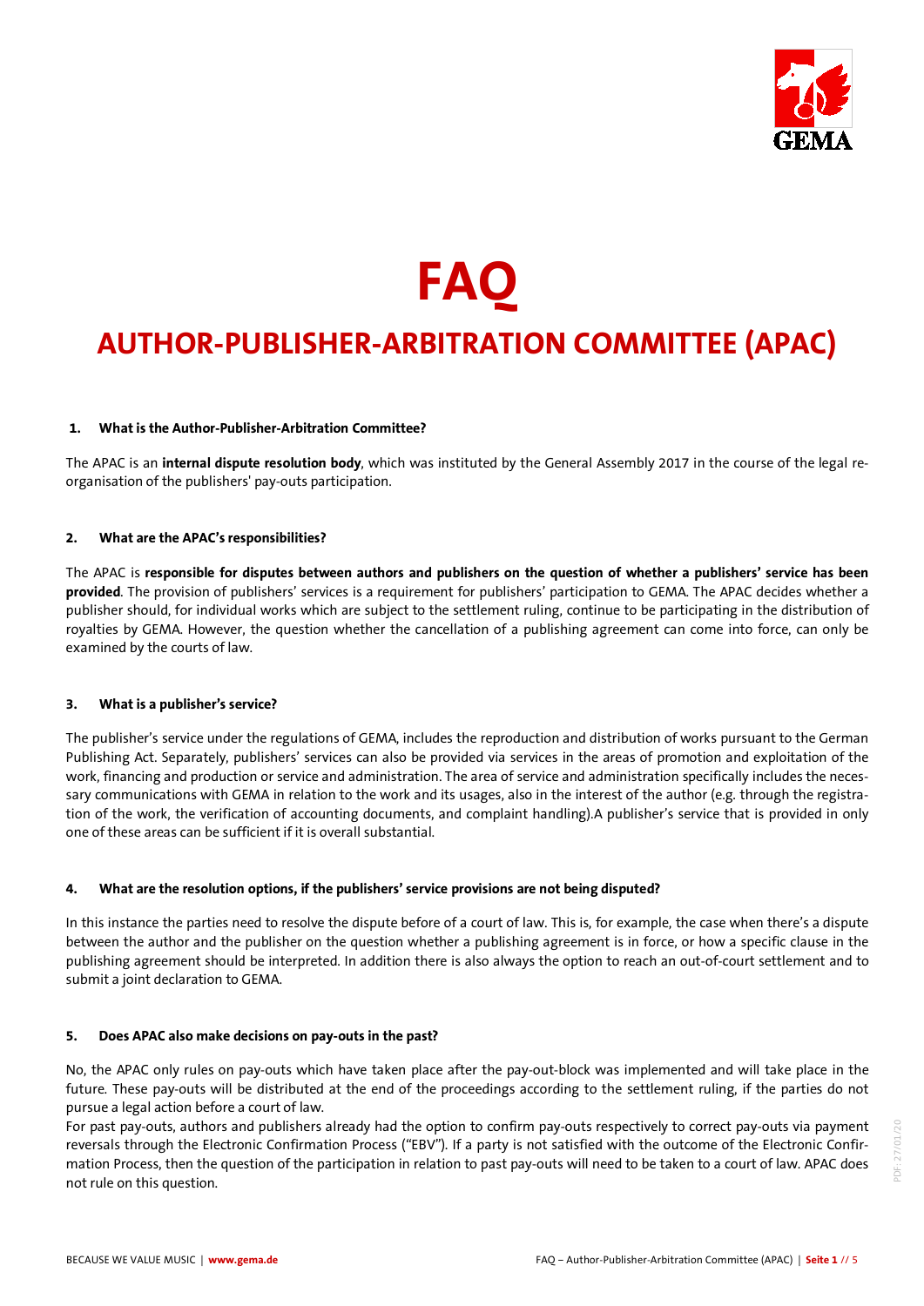# FAQ

## AUTHOR-PUBLISHER-ARBITRATION COMMITTEE (APAC)

### 1. What is the Author-Publisher-Arbitration Committee?

The APAC is an **internal dispute resolution body**, which was instituted by the General Assembly 2017 in the course of the legal re-organisation of the publishers' pay-outs participation.

### 2. What are the APAC's responsibilities?

The APAC is **responsible for disputes between authors and publishers on the question of whether a publishers' service has been provided**. The provision of publishers' services is a requirement for publishers' participation to GEMA. The APAC decides whether a publisher should, for individual works which are subject to the settlement ruling, continue to be participating in the distribution of royalties by GEMA. However, the question whether the cancellation of a publishing agreement can come into force, can only be examined by the courts of law.

### 3. What is a publisher's service?

The publisher's service under the regulations of GEMA, includes the reproduction and distribution of works pursuant to the German Publishing Act. Separately, publishers' services can also be provided via services in the areas of promotion and exploitation of the work, financing and production or service and administration. The area of service and administration specifically includes the necessary communications with GEMA in relation to the work and its usages, also in the interest of the author (e.g. through the registration of the work, the verification of accounting documents, and complaint handling).A publisher's service that is provided in only one of these areas can be sufficient if it is overall substantial.

### 4. What are the resolution options, if the publishers' service provisions are not being disputed?

In this instance the parties need to resolve the dispute before of a court of law. This is, for example, the case when there's a dispute between the author and the publisher on the question whether a publishing agreement is in force, or how a specific clause in the publishing agreement should be interpreted. In addition there is also always the option to reach an out-of-court settlement and to submit a joint declaration to GEMA.

### 5. Does APAC also make decisions on pay-outs in the past?

No, the APAC only rules on pay-outs which have taken place after the pay-out-block was implemented and will take place in the future. These pay-outs will be distributed at the end of the proceedings according to the settlement ruling, if the parties do not pursue a legal action before a court of law.

For past pay-outs, authors and publishers already had the option to confirm pay-outs respectively to correct pay-outs via payment reversals through the Electronic Confirmation Process ("EBV"). If a party is not satisfied with the outcome of the Electronic Confirmation Process, then the question of the participation in relation to past pay-outs will need to be taken to a court of law. APAC does not rule on this question.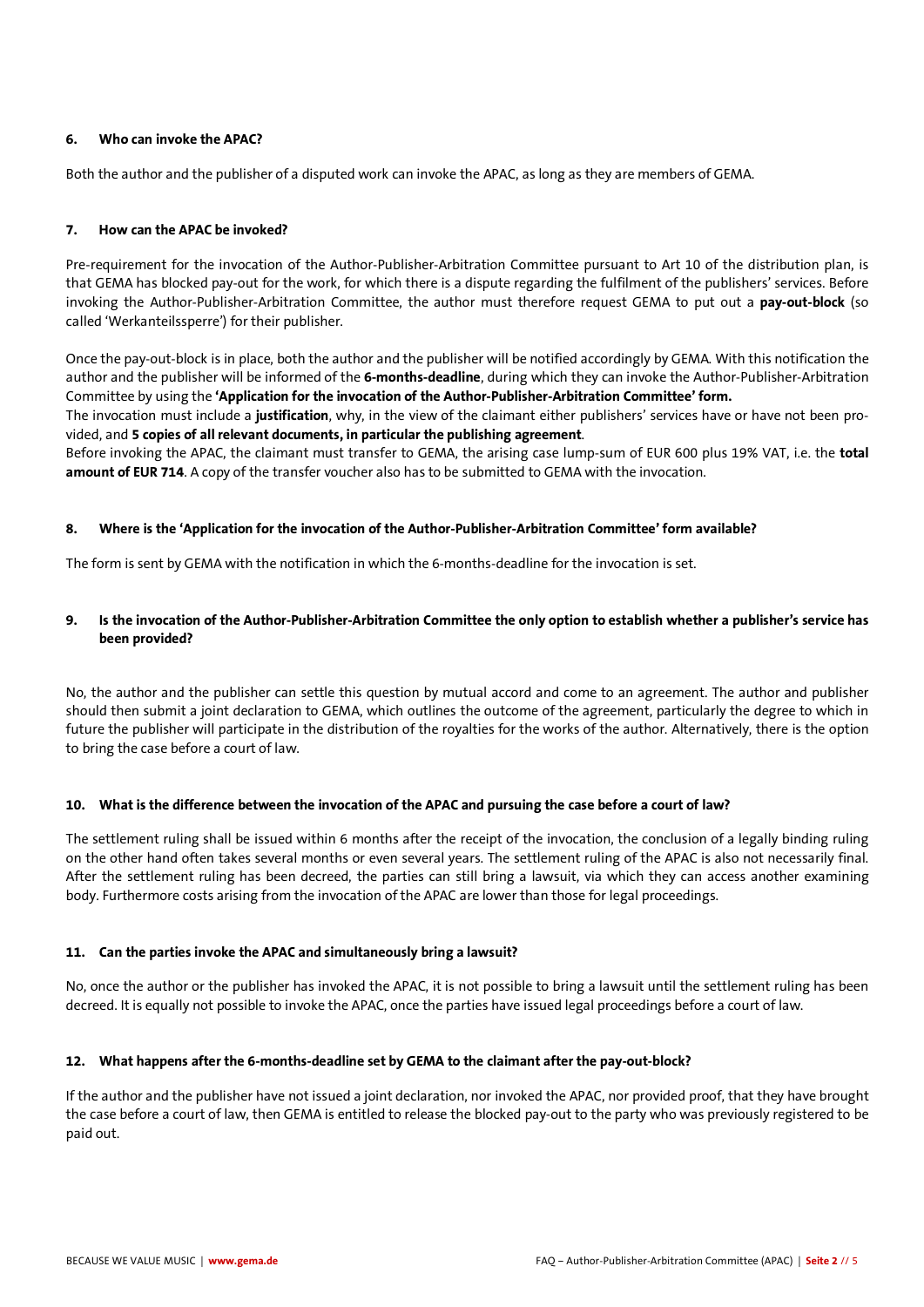### 6. Who can invoke the APAC?

Both the author and the publisher of a disputed work can invoke the APAC, as long as they are members of GEMA.

### 7. How can the APAC be invoked?

Pre-requirement for the invocation of the Author-Publisher-Arbitration Committee pursuant to Art 10 of the distribution plan, is that GEMA has blocked pay-out for the work, for which there is a dispute regarding the fulfilment of the publishers' services. Before invoking the Author-Publisher-Arbitration Committee, the author must therefore request GEMA to put out a **pay-out-block** (so called 'Werkanteilssperre') for their publisher.

Once the pay-out-block is in place, both the author and the publisher will be notified accordingly by GEMA. With this notification the author and the publisher will be informed of the **6-months-deadline**, during which they can invoke the Author-Publisher-Arbitration Committee by using the **'Application for the invocation of the Author-Publisher-Arbitration Committee' form.**
The invocation must include a **justification**, why, in the view of the claimant either publishers' services have or have not been provided, and **5 copies of all relevant documents, in particular the publishing agreement**.
Before invoking the APAC, the claimant must transfer to GEMA, the arising case lump-sum of EUR 600 plus 19% VAT, i.e. the **total amount of EUR 714**. A copy of the transfer voucher also has to be submitted to GEMA with the invocation.

### 8. Where is the 'Application for the invocation of the Author-Publisher-Arbitration Committee' form available?

The form is sent by GEMA with the notification in which the 6-months-deadline for the invocation is set.

### 9. Is the invocation of the Author-Publisher-Arbitration Committee the only option to establish whether a publisher's service has been provided?

No, the author and the publisher can settle this question by mutual accord and come to an agreement. The author and publisher should then submit a joint declaration to GEMA, which outlines the outcome of the agreement, particularly the degree to which in future the publisher will participate in the distribution of the royalties for the works of the author. Alternatively, there is the option to bring the case before a court of law.

### 10. What is the difference between the invocation of the APAC and pursuing the case before a court of law?

The settlement ruling shall be issued within 6 months after the receipt of the invocation, the conclusion of a legally binding ruling on the other hand often takes several months or even several years. The settlement ruling of the APAC is also not necessarily final. After the settlement ruling has been decreed, the parties can still bring a lawsuit, via which they can access another examining body. Furthermore costs arising from the invocation of the APAC are lower than those for legal proceedings.

### 11. Can the parties invoke the APAC and simultaneously bring a lawsuit?

No, once the author or the publisher has invoked the APAC, it is not possible to bring a lawsuit until the settlement ruling has been decreed. It is equally not possible to invoke the APAC, once the parties have issued legal proceedings before a court of law.

### 12. What happens after the 6-months-deadline set by GEMA to the claimant after the pay-out-block?

If the author and the publisher have not issued a joint declaration, nor invoked the APAC, nor provided proof, that they have brought the case before a court of law, then GEMA is entitled to release the blocked pay-out to the party who was previously registered to be paid out.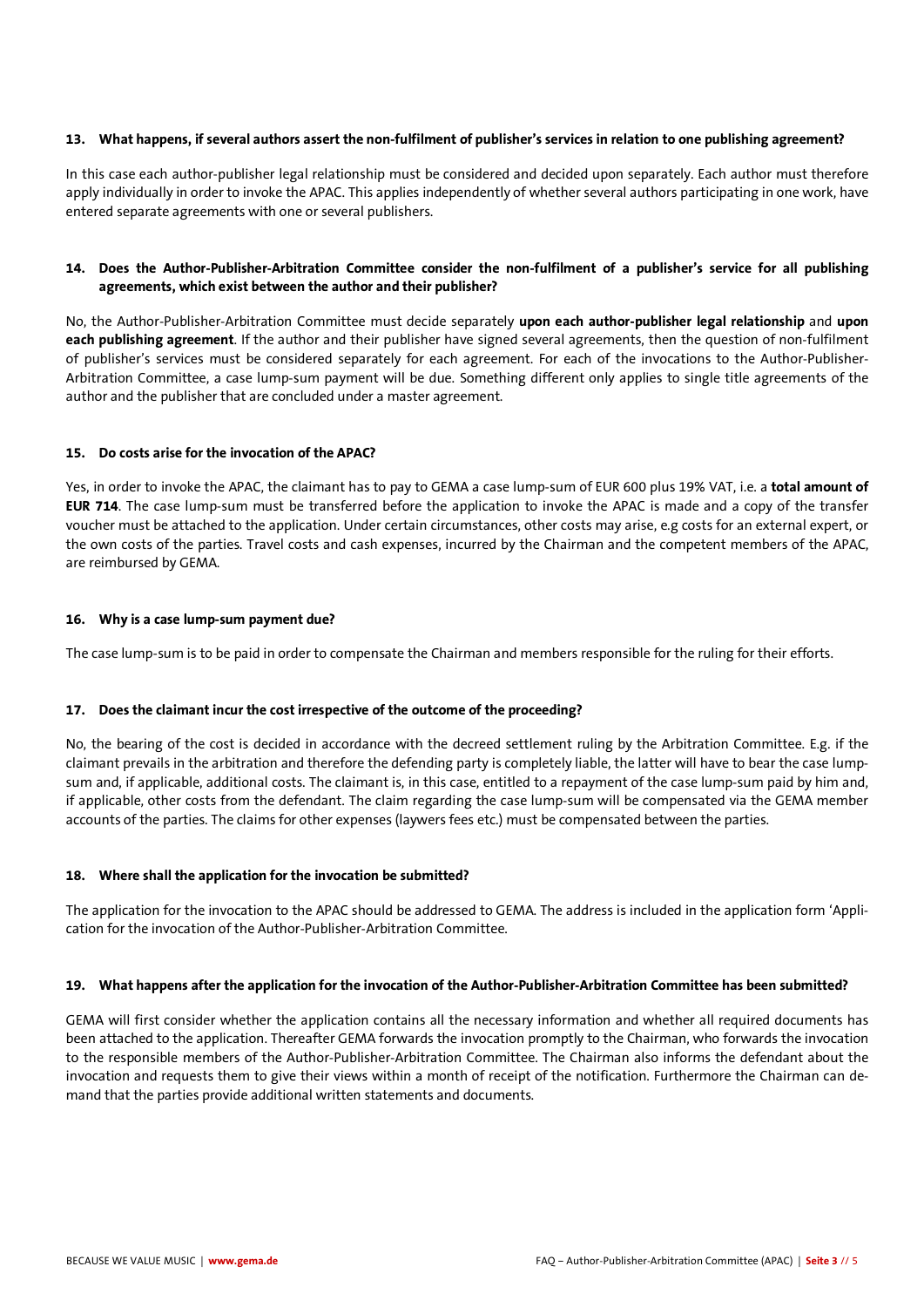### 13. What happens, if several authors assert the non-fulfilment of publisher's services in relation to one publishing agreement?

In this case each author-publisher legal relationship must be considered and decided upon separately. Each author must therefore apply individually in order to invoke the APAC. This applies independently of whether several authors participating in one work, have entered separate agreements with one or several publishers.

### 14. Does the Author-Publisher-Arbitration Committee consider the non-fulfilment of a publisher's service for all publishing agreements, which exist between the author and their publisher?

No, the Author-Publisher-Arbitration Committee must decide separately **upon each author-publisher legal relationship** and **upon each publishing agreement**. If the author and their publisher have signed several agreements, then the question of non-fulfilment of publisher's services must be considered separately for each agreement. For each of the invocations to the Author-Publisher-Arbitration Committee, a case lump-sum payment will be due. Something different only applies to single title agreements of the author and the publisher that are concluded under a master agreement.

### 15. Do costs arise for the invocation of the APAC?

Yes, in order to invoke the APAC, the claimant has to pay to GEMA a case lump-sum of EUR 600 plus 19% VAT, i.e. a **total amount of EUR 714**. The case lump-sum must be transferred before the application to invoke the APAC is made and a copy of the transfer voucher must be attached to the application. Under certain circumstances, other costs may arise, e.g costs for an external expert, or the own costs of the parties. Travel costs and cash expenses, incurred by the Chairman and the competent members of the APAC, are reimbursed by GEMA.

### 16. Why is a case lump-sum payment due?

The case lump-sum is to be paid in order to compensate the Chairman and members responsible for the ruling for their efforts.

### 17. Does the claimant incur the cost irrespective of the outcome of the proceeding?

No, the bearing of the cost is decided in accordance with the decreed settlement ruling by the Arbitration Committee. E.g. if the claimant prevails in the arbitration and therefore the defending party is completely liable, the latter will have to bear the case lump-sum and, if applicable, additional costs. The claimant is, in this case, entitled to a repayment of the case lump-sum paid by him and, if applicable, other costs from the defendant. The claim regarding the case lump-sum will be compensated via the GEMA member accounts of the parties. The claims for other expenses (laywers fees etc.) must be compensated between the parties.

### 18. Where shall the application for the invocation be submitted?

The application for the invocation to the APAC should be addressed to GEMA. The address is included in the application form 'Application for the invocation of the Author-Publisher-Arbitration Committee.

### 19. What happens after the application for the invocation of the Author-Publisher-Arbitration Committee has been submitted?

GEMA will first consider whether the application contains all the necessary information and whether all required documents has been attached to the application. Thereafter GEMA forwards the invocation promptly to the Chairman, who forwards the invocation to the responsible members of the Author-Publisher-Arbitration Committee. The Chairman also informs the defendant about the invocation and requests them to give their views within a month of receipt of the notification. Furthermore the Chairman can demand that the parties provide additional written statements and documents.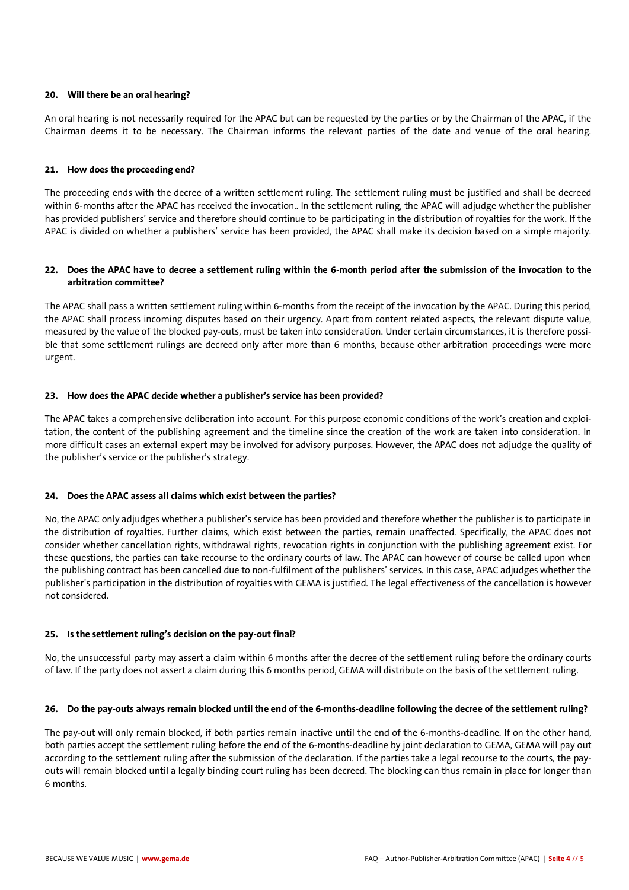### 20. Will there be an oral hearing?

An oral hearing is not necessarily required for the APAC but can be requested by the parties or by the Chairman of the APAC, if the Chairman deems it to be necessary. The Chairman informs the relevant parties of the date and venue of the oral hearing.

### 21. How does the proceeding end?

The proceeding ends with the decree of a written settlement ruling. The settlement ruling must be justified and shall be decreed within 6-months after the APAC has received the invocation.. In the settlement ruling, the APAC will adjudge whether the publisher has provided publishers' service and therefore should continue to be participating in the distribution of royalties for the work. If the APAC is divided on whether a publishers' service has been provided, the APAC shall make its decision based on a simple majority.

### 22. Does the APAC have to decree a settlement ruling within the 6-month period after the submission of the invocation to the arbitration committee?

The APAC shall pass a written settlement ruling within 6-months from the receipt of the invocation by the APAC. During this period, the APAC shall process incoming disputes based on their urgency. Apart from content related aspects, the relevant dispute value, measured by the value of the blocked pay-outs, must be taken into consideration. Under certain circumstances, it is therefore possible that some settlement rulings are decreed only after more than 6 months, because other arbitration proceedings were more urgent.

### 23. How does the APAC decide whether a publisher's service has been provided?

The APAC takes a comprehensive deliberation into account. For this purpose economic conditions of the work's creation and exploitation, the content of the publishing agreement and the timeline since the creation of the work are taken into consideration. In more difficult cases an external expert may be involved for advisory purposes. However, the APAC does not adjudge the quality of the publisher's service or the publisher's strategy.

### 24. Does the APAC assess all claims which exist between the parties?

No, the APAC only adjudges whether a publisher's service has been provided and therefore whether the publisher is to participate in the distribution of royalties. Further claims, which exist between the parties, remain unaffected. Specifically, the APAC does not consider whether cancellation rights, withdrawal rights, revocation rights in conjunction with the publishing agreement exist. For these questions, the parties can take recourse to the ordinary courts of law. The APAC can however of course be called upon when the publishing contract has been cancelled due to non-fulfilment of the publishers' services. In this case, APAC adjudges whether the publisher's participation in the distribution of royalties with GEMA is justified. The legal effectiveness of the cancellation is however not considered.

### 25. Is the settlement ruling's decision on the pay-out final?

No, the unsuccessful party may assert a claim within 6 months after the decree of the settlement ruling before the ordinary courts of law. If the party does not assert a claim during this 6 months period, GEMA will distribute on the basis of the settlement ruling.

### 26. Do the pay-outs always remain blocked until the end of the 6-months-deadline following the decree of the settlement ruling?

The pay-out will only remain blocked, if both parties remain inactive until the end of the 6-months-deadline. If on the other hand, both parties accept the settlement ruling before the end of the 6-months-deadline by joint declaration to GEMA, GEMA will pay out according to the settlement ruling after the submission of the declaration. If the parties take a legal recourse to the courts, the pay-outs will remain blocked until a legally binding court ruling has been decreed. The blocking can thus remain in place for longer than 6 months.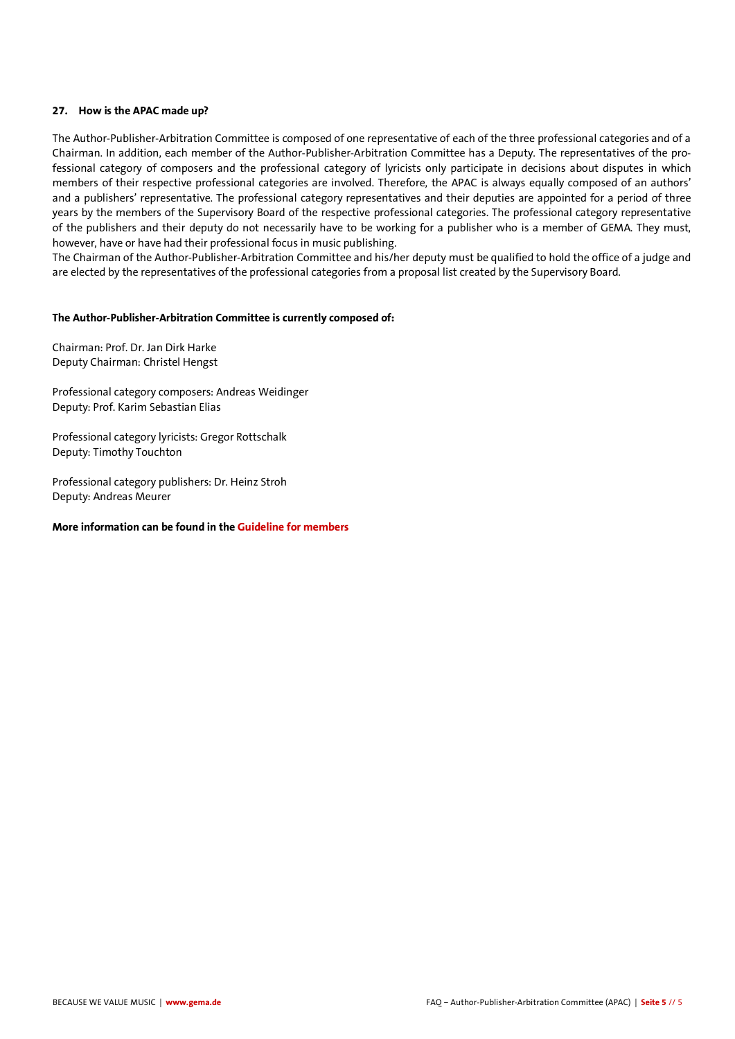### 27. How is the APAC made up?

The Author-Publisher-Arbitration Committee is composed of one representative of each of the three professional categories and of a Chairman. In addition, each member of the Author-Publisher-Arbitration Committee has a Deputy. The representatives of the professional category of composers and the professional category of lyricists only participate in decisions about disputes in which members of their respective professional categories are involved. Therefore, the APAC is always equally composed of an authors' and a publishers' representative. The professional category representatives and their deputies are appointed for a period of three years by the members of the Supervisory Board of the respective professional categories. The professional category representative of the publishers and their deputy do not necessarily have to be working for a publisher who is a member of GEMA. They must, however, have or have had their professional focus in music publishing.
The Chairman of the Author-Publisher-Arbitration Committee and his/her deputy must be qualified to hold the office of a judge and are elected by the representatives of the professional categories from a proposal list created by the Supervisory Board.

**The Author-Publisher-Arbitration Committee is currently composed of:**

Chairman: Prof. Dr. Jan Dirk Harke
Deputy Chairman: Christel Hengst

Professional category composers: Andreas Weidinger
Deputy: Prof. Karim Sebastian Elias

Professional category lyricists: Gregor Rottschalk
Deputy: Timothy Touchton

Professional category publishers: Dr. Heinz Stroh
Deputy: Andreas Meurer

**More information can be found in the Guideline for members**